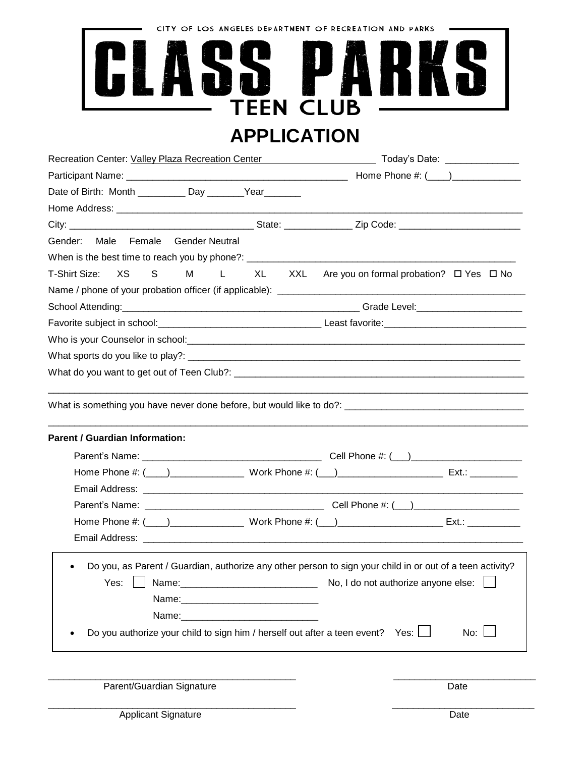CITY OF LOS ANGELES DEPARTMENT OF RECREATION AND PARKS

# CLASS PARKS

## TEEN CLUB

# APPLICATION

Recreation Center: Valley Plaza Recreation Center Today's Date: ______________

Participant Name: ____________________________________________ Home Phone #: (____)_____________

Date of Birth: Month _________ Day _______Year_______

Home Address: ________________________________________________________________________________

City: ___________________________________ State: _____________ Zip Code: _______________________

Gender: Male Female Gender Neutral

When is the best time to reach you by phone?: ___________________________________________________

T-Shirt Size: XS S M L XL XXL Are you on formal probation? ☐ Yes ☐ No

Name / phone of your probation officer (if applicable): ______________________________________________

School Attending:____________________________________________ Grade Level:____________________

Favorite subject in school:_______________________________ Least favorite:___________________________

Who is your Counselor in school:_______________________________________________________________

What sports do you like to play?: ______________________________________________________________

What do you want to get out of Teen Club?: _____________________________________________________

______________________________________________________________________________________

What is something you have never done before, but would like to do?: _________________________________

______________________________________________________________________________________

**Parent / Guardian Information:**

Parent's Name: __________________________________ Cell Phone #: (___)_____________________

Home Phone #: (____)______________ Work Phone #: (___)____________________ Ext.: _________

Email Address: ___________________________________________________________________________

Parent's Name: __________________________________ Cell Phone #: (___)____________________

Home Phone #: (____)______________ Work Phone #: (___)____________________ Ext.: __________

Email Address: ___________________________________________________________________________

- Do you, as Parent / Guardian, authorize any other person to sign your child in or out of a teen activity?

  Yes: ☐ Name:__________________________ No, I do not authorize anyone else: ☐

  Name:__________________________

  Name:__________________________

- Do you authorize your child to sign him / herself out after a teen event? Yes: ☐ No: ☐

_______________________________________________ ___________________________

Parent/Guardian Signature Date

_______________________________________________ ___________________________

Applicant Signature Date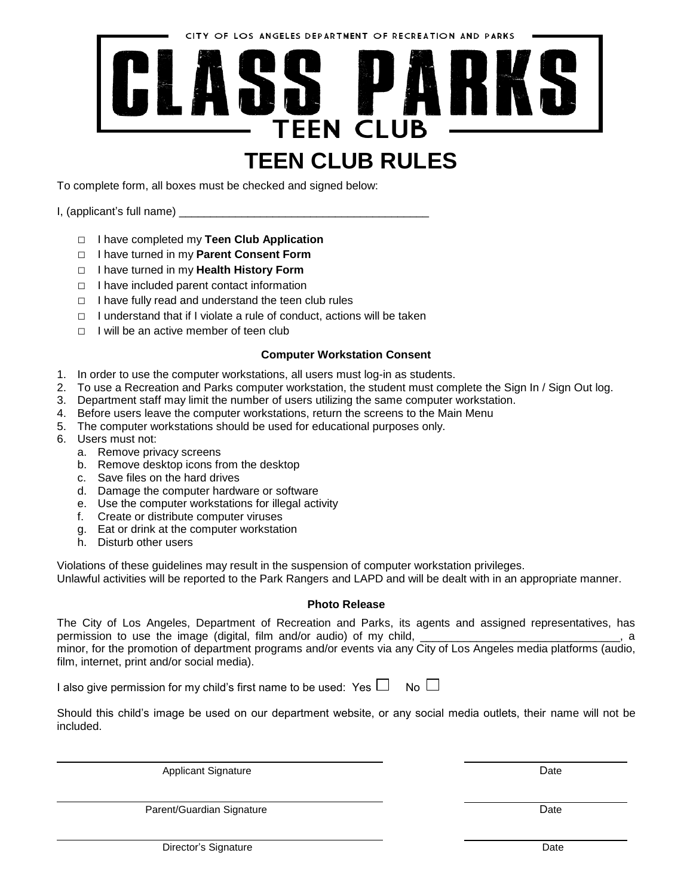CITY OF LOS ANGELES DEPARTMENT OF RECREATION AND PARKS

# CLASS PARKS

TEEN CLUB

# TEEN CLUB RULES

To complete form, all boxes must be checked and signed below:

I, (applicant's full name) ________________________________________

- □ I have completed my **Teen Club Application**
- □ I have turned in my **Parent Consent Form**
- □ I have turned in my **Health History Form**
- □ I have included parent contact information
- □ I have fully read and understand the teen club rules
- □ I understand that if I violate a rule of conduct, actions will be taken
- □ I will be an active member of teen club

### Computer Workstation Consent

1. In order to use the computer workstations, all users must log-in as students.
2. To use a Recreation and Parks computer workstation, the student must complete the Sign In / Sign Out log.
3. Department staff may limit the number of users utilizing the same computer workstation.
4. Before users leave the computer workstations, return the screens to the Main Menu
5. The computer workstations should be used for educational purposes only.
6. Users must not:
   a. Remove privacy screens
   b. Remove desktop icons from the desktop
   c. Save files on the hard drives
   d. Damage the computer hardware or software
   e. Use the computer workstations for illegal activity
   f. Create or distribute computer viruses
   g. Eat or drink at the computer workstation
   h. Disturb other users

Violations of these guidelines may result in the suspension of computer workstation privileges.
Unlawful activities will be reported to the Park Rangers and LAPD and will be dealt with in an appropriate manner.

### Photo Release

The City of Los Angeles, Department of Recreation and Parks, its agents and assigned representatives, has permission to use the image (digital, film and/or audio) of my child, ________________________________, a minor, for the promotion of department programs and/or events via any City of Los Angeles media platforms (audio, film, internet, print and/or social media).

I also give permission for my child's first name to be used: Yes ☐ No ☐

Should this child's image be used on our department website, or any social media outlets, their name will not be included.

________________________________________ ____________________
Applicant Signature Date

________________________________________ ____________________
Parent/Guardian Signature Date

________________________________________ ____________________
Director's Signature Date